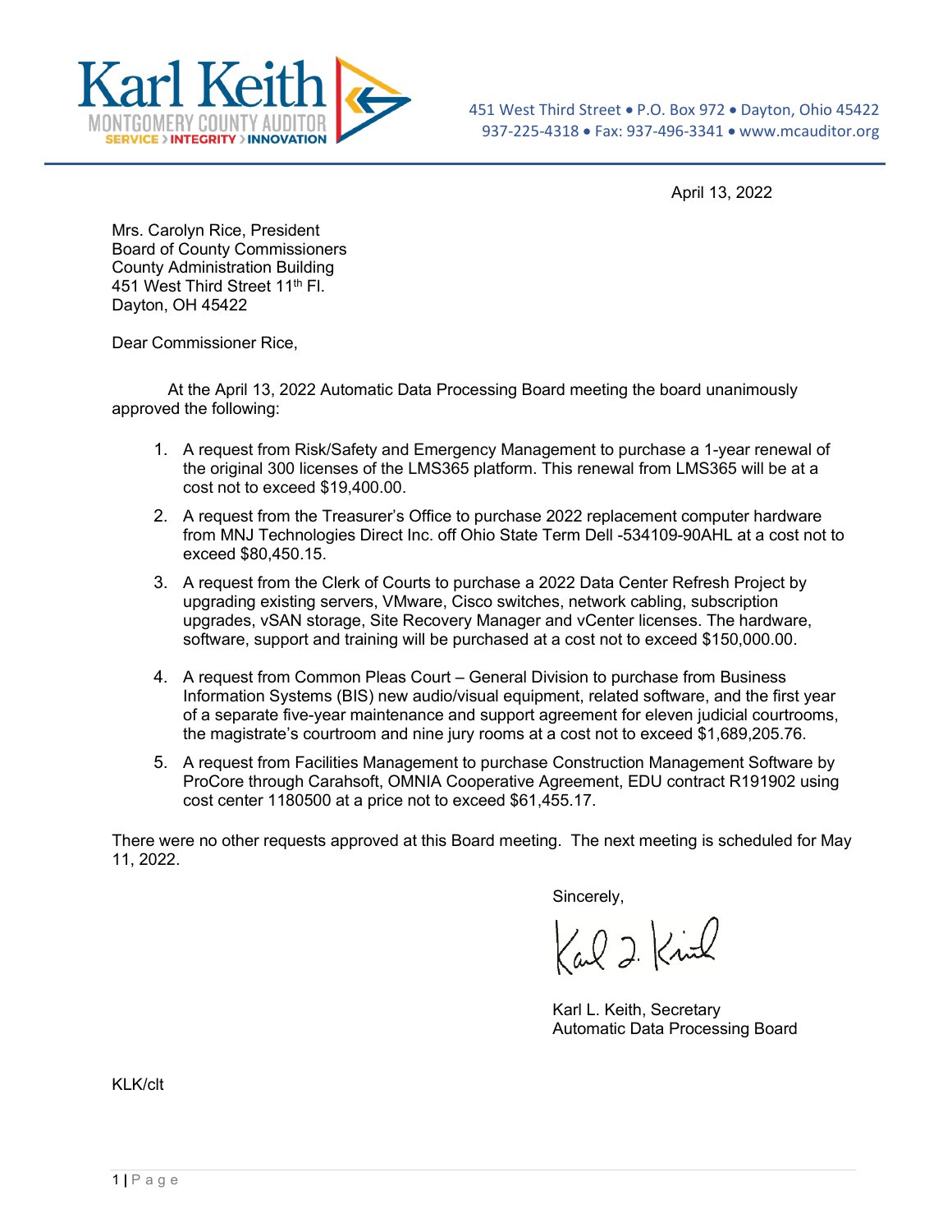Karl Keith
MONTGOMERY COUNTY AUDITOR
SERVICE › INTEGRITY › INNOVATION

451 West Third Street • P.O. Box 972 • Dayton, Ohio 45422
937-225-4318 • Fax: 937-496-3341 • www.mcauditor.org

April 13, 2022

Mrs. Carolyn Rice, President
Board of County Commissioners
County Administration Building
451 West Third Street 11th Fl.
Dayton, OH 45422

Dear Commissioner Rice,

At the April 13, 2022 Automatic Data Processing Board meeting the board unanimously approved the following:

1. A request from Risk/Safety and Emergency Management to purchase a 1-year renewal of the original 300 licenses of the LMS365 platform. This renewal from LMS365 will be at a cost not to exceed $19,400.00.
2. A request from the Treasurer's Office to purchase 2022 replacement computer hardware from MNJ Technologies Direct Inc. off Ohio State Term Dell -534109-90AHL at a cost not to exceed $80,450.15.
3. A request from the Clerk of Courts to purchase a 2022 Data Center Refresh Project by upgrading existing servers, VMware, Cisco switches, network cabling, subscription upgrades, vSAN storage, Site Recovery Manager and vCenter licenses. The hardware, software, support and training will be purchased at a cost not to exceed $150,000.00.
4. A request from Common Pleas Court – General Division to purchase from Business Information Systems (BIS) new audio/visual equipment, related software, and the first year of a separate five-year maintenance and support agreement for eleven judicial courtrooms, the magistrate's courtroom and nine jury rooms at a cost not to exceed $1,689,205.76.
5. A request from Facilities Management to purchase Construction Management Software by ProCore through Carahsoft, OMNIA Cooperative Agreement, EDU contract R191902 using cost center 1180500 at a price not to exceed $61,455.17.

There were no other requests approved at this Board meeting. The next meeting is scheduled for May 11, 2022.

Sincerely,

Karl L. Keith, Secretary
Automatic Data Processing Board

KLK/clt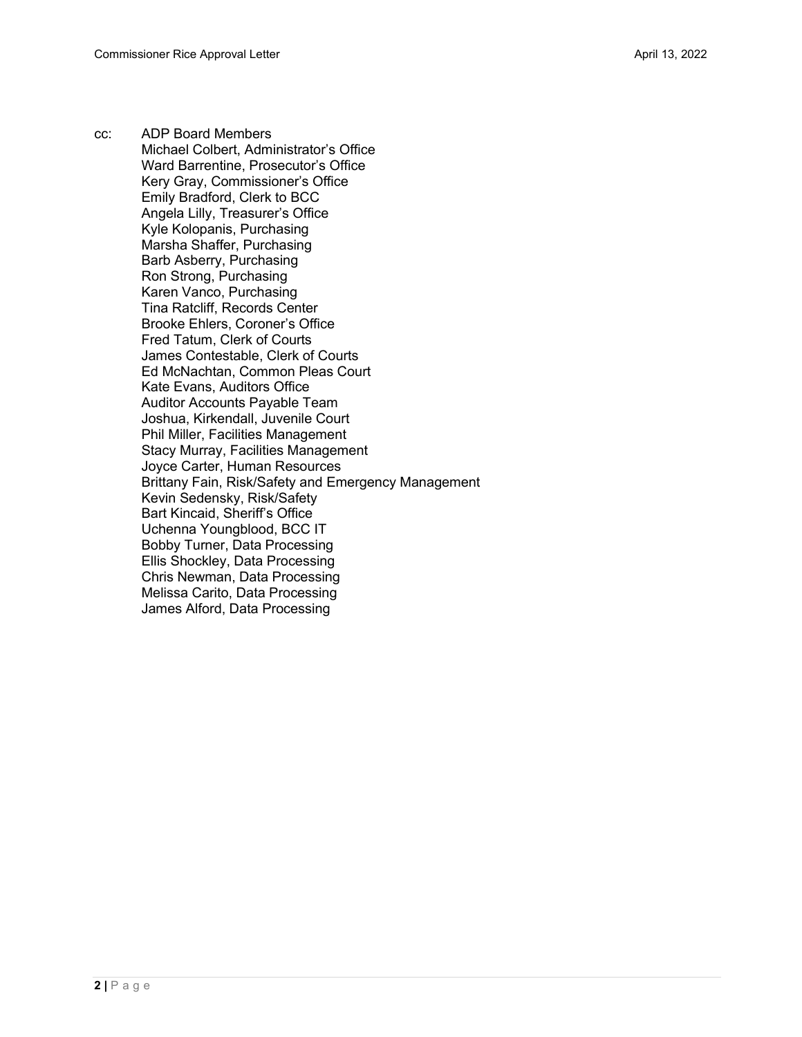cc: ADP Board Members
Michael Colbert, Administrator's Office
Ward Barrentine, Prosecutor's Office
Kery Gray, Commissioner's Office
Emily Bradford, Clerk to BCC
Angela Lilly, Treasurer's Office
Kyle Kolopanis, Purchasing
Marsha Shaffer, Purchasing
Barb Asberry, Purchasing
Ron Strong, Purchasing
Karen Vanco, Purchasing
Tina Ratcliff, Records Center
Brooke Ehlers, Coroner's Office
Fred Tatum, Clerk of Courts
James Contestable, Clerk of Courts
Ed McNachtan, Common Pleas Court
Kate Evans, Auditors Office
Auditor Accounts Payable Team
Joshua, Kirkendall, Juvenile Court
Phil Miller, Facilities Management
Stacy Murray, Facilities Management
Joyce Carter, Human Resources
Brittany Fain, Risk/Safety and Emergency Management
Kevin Sedensky, Risk/Safety
Bart Kincaid, Sheriff's Office
Uchenna Youngblood, BCC IT
Bobby Turner, Data Processing
Ellis Shockley, Data Processing
Chris Newman, Data Processing
Melissa Carito, Data Processing
James Alford, Data Processing